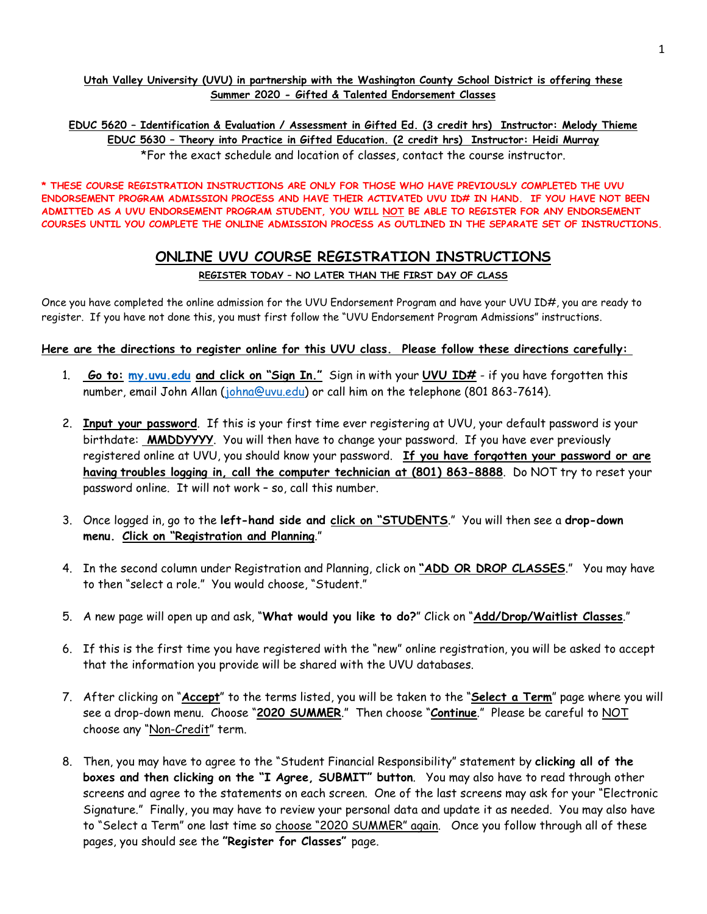**Utah Valley University (UVU) in partnership with the Washington County School District is offering these Summer 2020 - Gifted & Talented Endorsement Classes**

**EDUC 5620 – Identification & Evaluation / Assessment in Gifted Ed. (3 credit hrs) Instructor: Melody Thieme**
**EDUC 5630 – Theory into Practice in Gifted Education. (2 credit hrs) Instructor: Heidi Murray**
*For the exact schedule and location of classes, contact the course instructor.

**\* THESE COURSE REGISTRATION INSTRUCTIONS ARE ONLY FOR THOSE WHO HAVE PREVIOUSLY COMPLETED THE UVU ENDORSEMENT PROGRAM ADMISSION PROCESS AND HAVE THEIR ACTIVATED UVU ID# IN HAND. IF YOU HAVE NOT BEEN ADMITTED AS A UVU ENDORSEMENT PROGRAM STUDENT, YOU WILL NOT BE ABLE TO REGISTER FOR ANY ENDORSEMENT COURSES UNTIL YOU COMPLETE THE ONLINE ADMISSION PROCESS AS OUTLINED IN THE SEPARATE SET OF INSTRUCTIONS.**

# ONLINE UVU COURSE REGISTRATION INSTRUCTIONS

**REGISTER TODAY – NO LATER THAN THE FIRST DAY OF CLASS**

Once you have completed the online admission for the UVU Endorsement Program and have your UVU ID#, you are ready to register. If you have not done this, you must first follow the "UVU Endorsement Program Admissions" instructions.

**Here are the directions to register online for this UVU class. Please follow these directions carefully:**

1. **Go to: my.uvu.edu and click on "Sign In."** Sign in with your **UVU ID#** - if you have forgotten this number, email John Allan (johna@uvu.edu) or call him on the telephone (801 863-7614).
2. **Input your password**. If this is your first time ever registering at UVU, your default password is your birthdate: **MMDDYYYY**. You will then have to change your password. If you have ever previously registered online at UVU, you should know your password. **If you have forgotten your password or are having troubles logging in, call the computer technician at (801) 863-8888**. Do NOT try to reset your password online. It will not work – so, call this number.
3. Once logged in, go to the **left-hand side and click on "STUDENTS**." You will then see a **drop-down menu. Click on "Registration and Planning**."
4. In the second column under Registration and Planning, click on **"ADD OR DROP CLASSES**." You may have to then "select a role." You would choose, "Student."
5. A new page will open up and ask, "**What would you like to do?**" Click on "**Add/Drop/Waitlist Classes**."
6. If this is the first time you have registered with the "new" online registration, you will be asked to accept that the information you provide will be shared with the UVU databases.
7. After clicking on "**Accept**" to the terms listed, you will be taken to the "**Select a Term**" page where you will see a drop-down menu. Choose "**2020 SUMMER**." Then choose "**Continue**." Please be careful to NOT choose any "Non-Credit" term.
8. Then, you may have to agree to the "Student Financial Responsibility" statement by **clicking all of the boxes and then clicking on the "I Agree, SUBMIT" button**. You may also have to read through other screens and agree to the statements on each screen. One of the last screens may ask for your "Electronic Signature." Finally, you may have to review your personal data and update it as needed. You may also have to "Select a Term" one last time so choose "2020 SUMMER" again. Once you follow through all of these pages, you should see the **"Register for Classes"** page.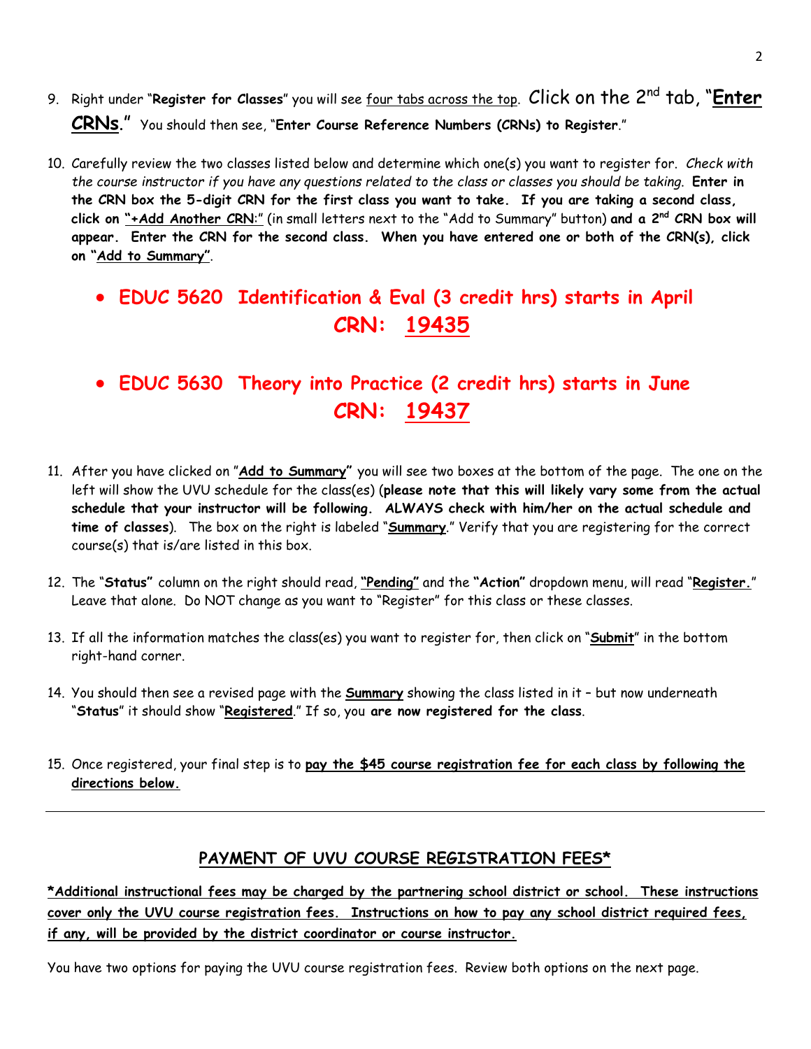9. Right under "**Register for Classes**" you will see four tabs across the top. Click on the 2nd tab, "**Enter CRNs.**" You should then see, "**Enter Course Reference Numbers (CRNs) to Register**."

10. Carefully review the two classes listed below and determine which one(s) you want to register for. *Check with the course instructor if you have any questions related to the class or classes you should be taking.* **Enter in the CRN box the 5-digit CRN for the first class you want to take. If you are taking a second class, click on "+Add Another CRN:"** (in small letters next to the "Add to Summary" button) **and a 2nd CRN box will appear. Enter the CRN for the second class. When you have entered one or both of the CRN(s), click on "Add to Summary"**.

- **EDUC 5620 Identification & Eval (3 credit hrs) starts in April**
  **CRN: 19435**

- **EDUC 5630 Theory into Practice (2 credit hrs) starts in June**
  **CRN: 19437**

11. After you have clicked on "**Add to Summary**" you will see two boxes at the bottom of the page. The one on the left will show the UVU schedule for the class(es) (**please note that this will likely vary some from the actual schedule that your instructor will be following. ALWAYS check with him/her on the actual schedule and time of classes**). The box on the right is labeled "**Summary**." Verify that you are registering for the correct course(s) that is/are listed in this box.

12. The "**Status**" column on the right should read, **"Pending"** and the **"Action"** dropdown menu, will read "**Register.**" Leave that alone. Do NOT change as you want to "Register" for this class or these classes.

13. If all the information matches the class(es) you want to register for, then click on "**Submit**" in the bottom right-hand corner.

14. You should then see a revised page with the **Summary** showing the class listed in it – but now underneath "**Status**" it should show "**Registered**." If so, you **are now registered for the class**.

15. Once registered, your final step is to **pay the $45 course registration fee for each class by following the directions below.**

---

## PAYMENT OF UVU COURSE REGISTRATION FEES*

**\*Additional instructional fees may be charged by the partnering school district or school. These instructions cover only the UVU course registration fees. Instructions on how to pay any school district required fees, if any, will be provided by the district coordinator or course instructor.**

You have two options for paying the UVU course registration fees. Review both options on the next page.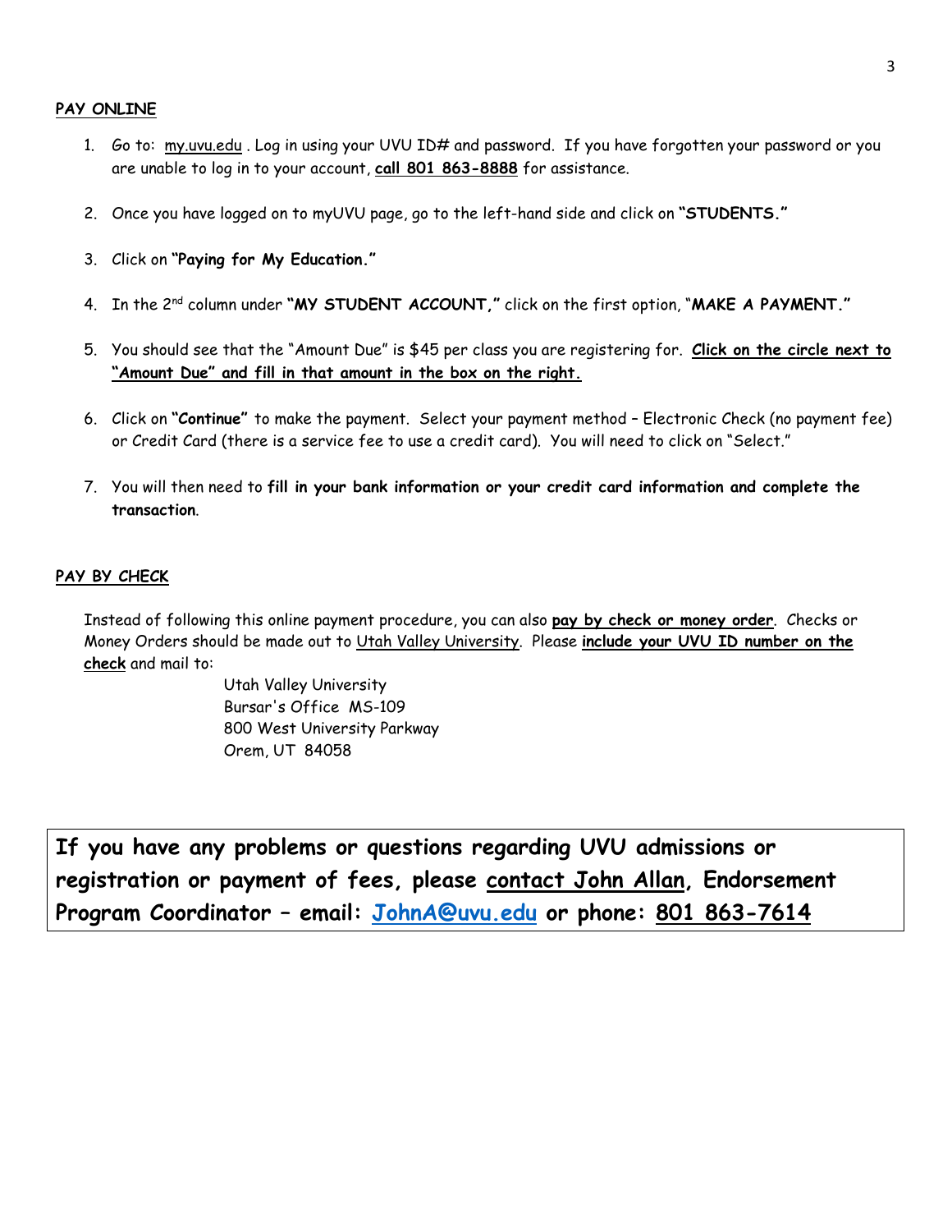## PAY ONLINE

1. Go to: my.uvu.edu . Log in using your UVU ID# and password. If you have forgotten your password or you are unable to log in to your account, **call 801 863-8888** for assistance.
2. Once you have logged on to myUVU page, go to the left-hand side and click on **"STUDENTS."**
3. Click on **"Paying for My Education."**
4. In the 2nd column under **"MY STUDENT ACCOUNT,"** click on the first option, "**MAKE A PAYMENT.**"
5. You should see that the "Amount Due" is $45 per class you are registering for. **Click on the circle next to "Amount Due" and fill in that amount in the box on the right.**
6. Click on **"Continue"** to make the payment. Select your payment method – Electronic Check (no payment fee) or Credit Card (there is a service fee to use a credit card). You will need to click on "Select."
7. You will then need to **fill in your bank information or your credit card information and complete the transaction**.

## PAY BY CHECK

Instead of following this online payment procedure, you can also **pay by check or money order**. Checks or Money Orders should be made out to Utah Valley University. Please **include your UVU ID number on the check** and mail to:

Utah Valley University
Bursar's Office MS-109
800 West University Parkway
Orem, UT 84058

**If you have any problems or questions regarding UVU admissions or registration or payment of fees, please contact John Allan, Endorsement Program Coordinator – email: JohnA@uvu.edu or phone: 801 863-7614**